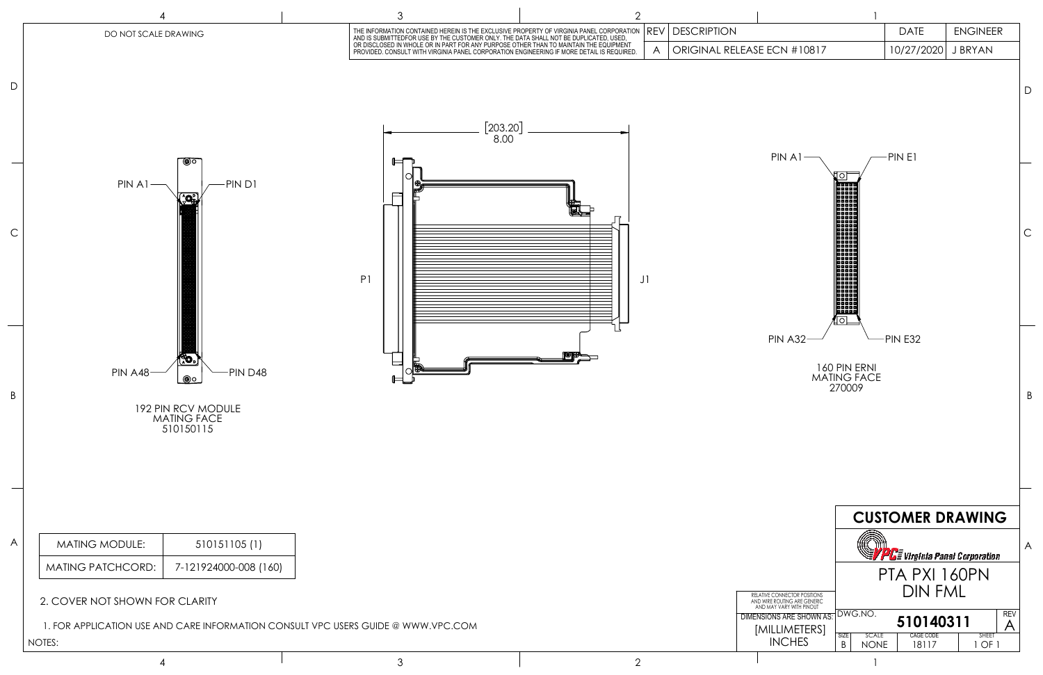DO NOT SCALE DRAWING

THE INFORMATION CONTAINED HEREIN IS THE EXCLUSIVE PROPERTY OF VIRGINIA PANEL CORPORATION AND IS SUBMITTEDFOR USE BY THE CUSTOMER ONLY. THE DATA SHALL NOT BE DUPLICATED, USED, OR DISCLOSED IN WHOLE OR IN PART FOR ANY PURPOSE OTHER THAN TO MAINTAIN THE EQUIPMENT PROVIDED. CONSULT WITH VIRGINIA PANEL CORPORATION ENGINEERING IF MORE DETAIL IS REQUIRED.

| REV | DESCRIPTION | DATE | ENGINEER |
|---|---|---|---|
| A | ORIGINAL RELEASE ECN #10817 | 10/27/2020 | J BRYAN |

PIN A1 — PIN D1

PIN A48 — PIN D48

192 PIN RCV MODULE
MATING FACE
510150115

[203.20]
8.00

P1

J1

PIN A1 — PIN E1

PIN A32 — PIN E32

160 PIN ERNI
MATING FACE
270009

| MATING MODULE: | 510151105 (1) |
|---|---|
| MATING PATCHCORD: | 7-121924000-008 (160) |

NOTES:

1. FOR APPLICATION USE AND CARE INFORMATION CONSULT VPC USERS GUIDE @ WWW.VPC.COM
2. COVER NOT SHOWN FOR CLARITY

RELATIVE CONNECTOR POSITIONS AND WIRE ROUTING ARE GENERIC AND MAY VARY WITH PINOUT

DIMENSIONS ARE SHOWN AS: [MILLIMETERS] INCHES

## CUSTOMER DRAWING

VPC Virginia Panel Corporation

PTA PXI 160PN DIN FML

| DWG.NO. | 510140311 | REV A |
|---|---|---|
| SIZE B | SCALE NONE | CAGE CODE 18117 | SHEET 1 OF 1 |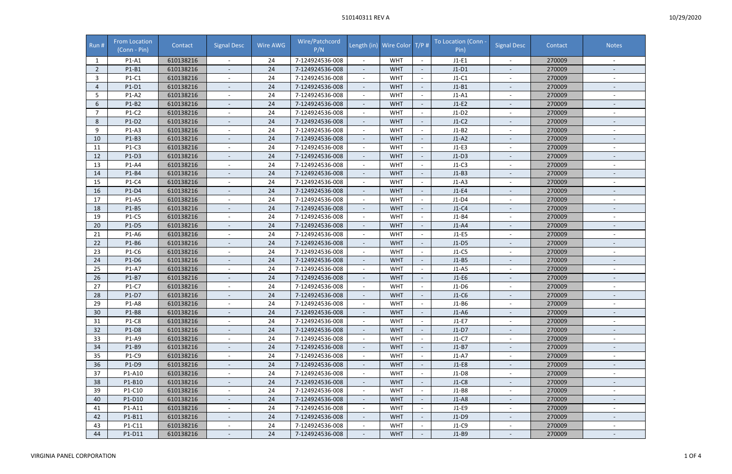| Run # | From Location (Conn - Pin) | Contact | Signal Desc | Wire AWG | Wire/Patchcord P/N | Length (in) | Wire Color | T/P # | To Location (Conn - Pin) | Signal Desc | Contact | Notes |
|---|---|---|---|---|---|---|---|---|---|---|---|---|
| 1 | P1-A1 | 610138216 | - | 24 | 7-124924536-008 | - | WHT | - | J1-E1 | - | 270009 | - |
| 2 | P1-B1 | 610138216 | - | 24 | 7-124924536-008 | - | WHT | - | J1-D1 | - | 270009 | - |
| 3 | P1-C1 | 610138216 | - | 24 | 7-124924536-008 | - | WHT | - | J1-C1 | - | 270009 | - |
| 4 | P1-D1 | 610138216 | - | 24 | 7-124924536-008 | - | WHT | - | J1-B1 | - | 270009 | - |
| 5 | P1-A2 | 610138216 | - | 24 | 7-124924536-008 | - | WHT | - | J1-A1 | - | 270009 | - |
| 6 | P1-B2 | 610138216 | - | 24 | 7-124924536-008 | - | WHT | - | J1-E2 | - | 270009 | - |
| 7 | P1-C2 | 610138216 | - | 24 | 7-124924536-008 | - | WHT | - | J1-D2 | - | 270009 | - |
| 8 | P1-D2 | 610138216 | - | 24 | 7-124924536-008 | - | WHT | - | J1-C2 | - | 270009 | - |
| 9 | P1-A3 | 610138216 | - | 24 | 7-124924536-008 | - | WHT | - | J1-B2 | - | 270009 | - |
| 10 | P1-B3 | 610138216 | - | 24 | 7-124924536-008 | - | WHT | - | J1-A2 | - | 270009 | - |
| 11 | P1-C3 | 610138216 | - | 24 | 7-124924536-008 | - | WHT | - | J1-E3 | - | 270009 | - |
| 12 | P1-D3 | 610138216 | - | 24 | 7-124924536-008 | - | WHT | - | J1-D3 | - | 270009 | - |
| 13 | P1-A4 | 610138216 | - | 24 | 7-124924536-008 | - | WHT | - | J1-C3 | - | 270009 | - |
| 14 | P1-B4 | 610138216 | - | 24 | 7-124924536-008 | - | WHT | - | J1-B3 | - | 270009 | - |
| 15 | P1-C4 | 610138216 | - | 24 | 7-124924536-008 | - | WHT | - | J1-A3 | - | 270009 | - |
| 16 | P1-D4 | 610138216 | - | 24 | 7-124924536-008 | - | WHT | - | J1-E4 | - | 270009 | - |
| 17 | P1-A5 | 610138216 | - | 24 | 7-124924536-008 | - | WHT | - | J1-D4 | - | 270009 | - |
| 18 | P1-B5 | 610138216 | - | 24 | 7-124924536-008 | - | WHT | - | J1-C4 | - | 270009 | - |
| 19 | P1-C5 | 610138216 | - | 24 | 7-124924536-008 | - | WHT | - | J1-B4 | - | 270009 | - |
| 20 | P1-D5 | 610138216 | - | 24 | 7-124924536-008 | - | WHT | - | J1-A4 | - | 270009 | - |
| 21 | P1-A6 | 610138216 | - | 24 | 7-124924536-008 | - | WHT | - | J1-E5 | - | 270009 | - |
| 22 | P1-B6 | 610138216 | - | 24 | 7-124924536-008 | - | WHT | - | J1-D5 | - | 270009 | - |
| 23 | P1-C6 | 610138216 | - | 24 | 7-124924536-008 | - | WHT | - | J1-C5 | - | 270009 | - |
| 24 | P1-D6 | 610138216 | - | 24 | 7-124924536-008 | - | WHT | - | J1-B5 | - | 270009 | - |
| 25 | P1-A7 | 610138216 | - | 24 | 7-124924536-008 | - | WHT | - | J1-A5 | - | 270009 | - |
| 26 | P1-B7 | 610138216 | - | 24 | 7-124924536-008 | - | WHT | - | J1-E6 | - | 270009 | - |
| 27 | P1-C7 | 610138216 | - | 24 | 7-124924536-008 | - | WHT | - | J1-D6 | - | 270009 | - |
| 28 | P1-D7 | 610138216 | - | 24 | 7-124924536-008 | - | WHT | - | J1-C6 | - | 270009 | - |
| 29 | P1-A8 | 610138216 | - | 24 | 7-124924536-008 | - | WHT | - | J1-B6 | - | 270009 | - |
| 30 | P1-B8 | 610138216 | - | 24 | 7-124924536-008 | - | WHT | - | J1-A6 | - | 270009 | - |
| 31 | P1-C8 | 610138216 | - | 24 | 7-124924536-008 | - | WHT | - | J1-E7 | - | 270009 | - |
| 32 | P1-D8 | 610138216 | - | 24 | 7-124924536-008 | - | WHT | - | J1-D7 | - | 270009 | - |
| 33 | P1-A9 | 610138216 | - | 24 | 7-124924536-008 | - | WHT | - | J1-C7 | - | 270009 | - |
| 34 | P1-B9 | 610138216 | - | 24 | 7-124924536-008 | - | WHT | - | J1-B7 | - | 270009 | - |
| 35 | P1-C9 | 610138216 | - | 24 | 7-124924536-008 | - | WHT | - | J1-A7 | - | 270009 | - |
| 36 | P1-D9 | 610138216 | - | 24 | 7-124924536-008 | - | WHT | - | J1-E8 | - | 270009 | - |
| 37 | P1-A10 | 610138216 | - | 24 | 7-124924536-008 | - | WHT | - | J1-D8 | - | 270009 | - |
| 38 | P1-B10 | 610138216 | - | 24 | 7-124924536-008 | - | WHT | - | J1-C8 | - | 270009 | - |
| 39 | P1-C10 | 610138216 | - | 24 | 7-124924536-008 | - | WHT | - | J1-B8 | - | 270009 | - |
| 40 | P1-D10 | 610138216 | - | 24 | 7-124924536-008 | - | WHT | - | J1-A8 | - | 270009 | - |
| 41 | P1-A11 | 610138216 | - | 24 | 7-124924536-008 | - | WHT | - | J1-E9 | - | 270009 | - |
| 42 | P1-B11 | 610138216 | - | 24 | 7-124924536-008 | - | WHT | - | J1-D9 | - | 270009 | - |
| 43 | P1-C11 | 610138216 | - | 24 | 7-124924536-008 | - | WHT | - | J1-C9 | - | 270009 | - |
| 44 | P1-D11 | 610138216 | - | 24 | 7-124924536-008 | - | WHT | - | J1-B9 | - | 270009 | - |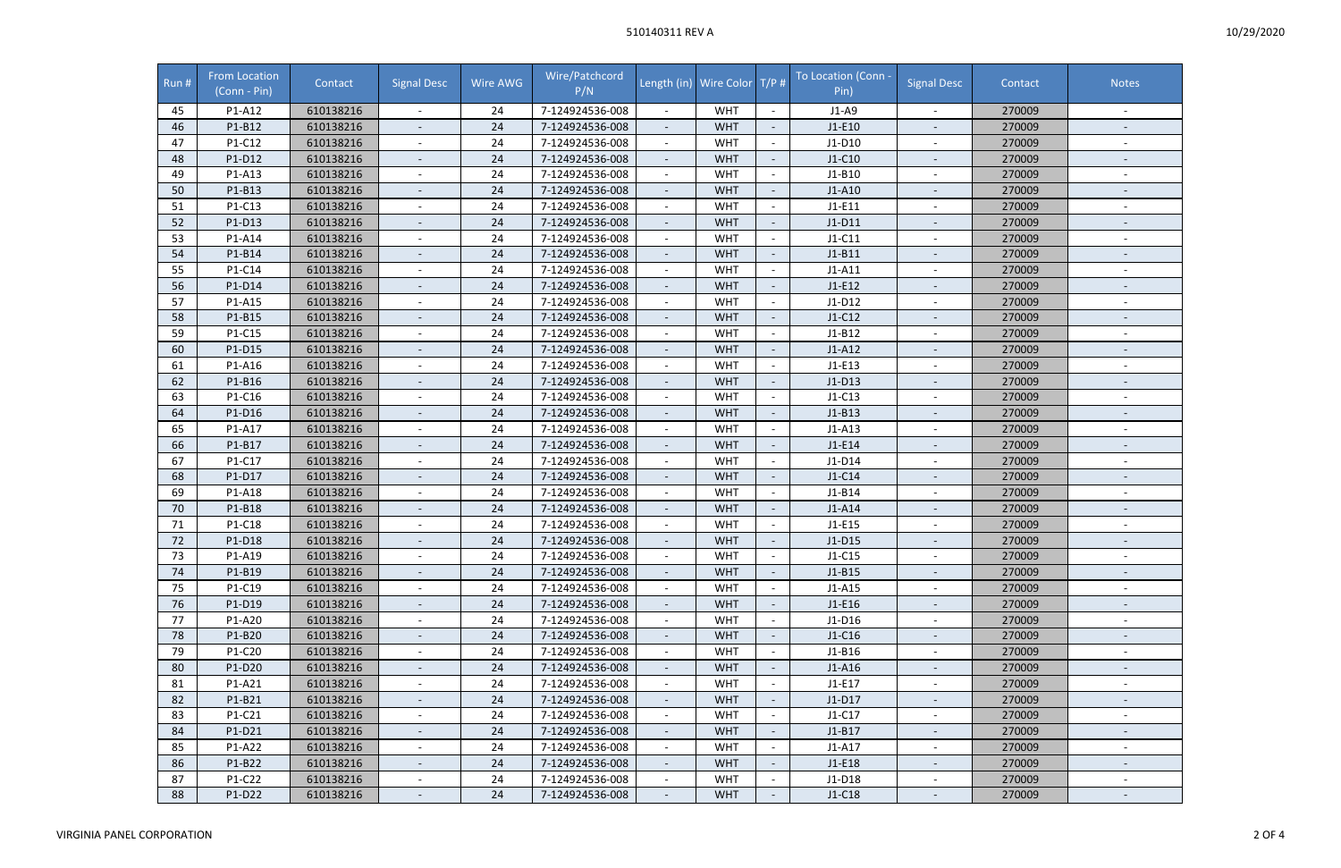| Run # | From Location (Conn - Pin) | Contact | Signal Desc | Wire AWG | Wire/Patchcord P/N | Length (in) | Wire Color | T/P # | To Location (Conn - Pin) | Signal Desc | Contact | Notes |
|---|---|---|---|---|---|---|---|---|---|---|---|---|
| 45 | P1-A12 | 610138216 | - | 24 | 7-124924536-008 | - | WHT | - | J1-A9 | - | 270009 | - |
| 46 | P1-B12 | 610138216 | - | 24 | 7-124924536-008 | - | WHT | - | J1-E10 | - | 270009 | - |
| 47 | P1-C12 | 610138216 | - | 24 | 7-124924536-008 | - | WHT | - | J1-D10 | - | 270009 | - |
| 48 | P1-D12 | 610138216 | - | 24 | 7-124924536-008 | - | WHT | - | J1-C10 | - | 270009 | - |
| 49 | P1-A13 | 610138216 | - | 24 | 7-124924536-008 | - | WHT | - | J1-B10 | - | 270009 | - |
| 50 | P1-B13 | 610138216 | - | 24 | 7-124924536-008 | - | WHT | - | J1-A10 | - | 270009 | - |
| 51 | P1-C13 | 610138216 | - | 24 | 7-124924536-008 | - | WHT | - | J1-E11 | - | 270009 | - |
| 52 | P1-D13 | 610138216 | - | 24 | 7-124924536-008 | - | WHT | - | J1-D11 | - | 270009 | - |
| 53 | P1-A14 | 610138216 | - | 24 | 7-124924536-008 | - | WHT | - | J1-C11 | - | 270009 | - |
| 54 | P1-B14 | 610138216 | - | 24 | 7-124924536-008 | - | WHT | - | J1-B11 | - | 270009 | - |
| 55 | P1-C14 | 610138216 | - | 24 | 7-124924536-008 | - | WHT | - | J1-A11 | - | 270009 | - |
| 56 | P1-D14 | 610138216 | - | 24 | 7-124924536-008 | - | WHT | - | J1-E12 | - | 270009 | - |
| 57 | P1-A15 | 610138216 | - | 24 | 7-124924536-008 | - | WHT | - | J1-D12 | - | 270009 | - |
| 58 | P1-B15 | 610138216 | - | 24 | 7-124924536-008 | - | WHT | - | J1-C12 | - | 270009 | - |
| 59 | P1-C15 | 610138216 | - | 24 | 7-124924536-008 | - | WHT | - | J1-B12 | - | 270009 | - |
| 60 | P1-D15 | 610138216 | - | 24 | 7-124924536-008 | - | WHT | - | J1-A12 | - | 270009 | - |
| 61 | P1-A16 | 610138216 | - | 24 | 7-124924536-008 | - | WHT | - | J1-E13 | - | 270009 | - |
| 62 | P1-B16 | 610138216 | - | 24 | 7-124924536-008 | - | WHT | - | J1-D13 | - | 270009 | - |
| 63 | P1-C16 | 610138216 | - | 24 | 7-124924536-008 | - | WHT | - | J1-C13 | - | 270009 | - |
| 64 | P1-D16 | 610138216 | - | 24 | 7-124924536-008 | - | WHT | - | J1-B13 | - | 270009 | - |
| 65 | P1-A17 | 610138216 | - | 24 | 7-124924536-008 | - | WHT | - | J1-A13 | - | 270009 | - |
| 66 | P1-B17 | 610138216 | - | 24 | 7-124924536-008 | - | WHT | - | J1-E14 | - | 270009 | - |
| 67 | P1-C17 | 610138216 | - | 24 | 7-124924536-008 | - | WHT | - | J1-D14 | - | 270009 | - |
| 68 | P1-D17 | 610138216 | - | 24 | 7-124924536-008 | - | WHT | - | J1-C14 | - | 270009 | - |
| 69 | P1-A18 | 610138216 | - | 24 | 7-124924536-008 | - | WHT | - | J1-B14 | - | 270009 | - |
| 70 | P1-B18 | 610138216 | - | 24 | 7-124924536-008 | - | WHT | - | J1-A14 | - | 270009 | - |
| 71 | P1-C18 | 610138216 | - | 24 | 7-124924536-008 | - | WHT | - | J1-E15 | - | 270009 | - |
| 72 | P1-D18 | 610138216 | - | 24 | 7-124924536-008 | - | WHT | - | J1-D15 | - | 270009 | - |
| 73 | P1-A19 | 610138216 | - | 24 | 7-124924536-008 | - | WHT | - | J1-C15 | - | 270009 | - |
| 74 | P1-B19 | 610138216 | - | 24 | 7-124924536-008 | - | WHT | - | J1-B15 | - | 270009 | - |
| 75 | P1-C19 | 610138216 | - | 24 | 7-124924536-008 | - | WHT | - | J1-A15 | - | 270009 | - |
| 76 | P1-D19 | 610138216 | - | 24 | 7-124924536-008 | - | WHT | - | J1-E16 | - | 270009 | - |
| 77 | P1-A20 | 610138216 | - | 24 | 7-124924536-008 | - | WHT | - | J1-D16 | - | 270009 | - |
| 78 | P1-B20 | 610138216 | - | 24 | 7-124924536-008 | - | WHT | - | J1-C16 | - | 270009 | - |
| 79 | P1-C20 | 610138216 | - | 24 | 7-124924536-008 | - | WHT | - | J1-B16 | - | 270009 | - |
| 80 | P1-D20 | 610138216 | - | 24 | 7-124924536-008 | - | WHT | - | J1-A16 | - | 270009 | - |
| 81 | P1-A21 | 610138216 | - | 24 | 7-124924536-008 | - | WHT | - | J1-E17 | - | 270009 | - |
| 82 | P1-B21 | 610138216 | - | 24 | 7-124924536-008 | - | WHT | - | J1-D17 | - | 270009 | - |
| 83 | P1-C21 | 610138216 | - | 24 | 7-124924536-008 | - | WHT | - | J1-C17 | - | 270009 | - |
| 84 | P1-D21 | 610138216 | - | 24 | 7-124924536-008 | - | WHT | - | J1-B17 | - | 270009 | - |
| 85 | P1-A22 | 610138216 | - | 24 | 7-124924536-008 | - | WHT | - | J1-A17 | - | 270009 | - |
| 86 | P1-B22 | 610138216 | - | 24 | 7-124924536-008 | - | WHT | - | J1-E18 | - | 270009 | - |
| 87 | P1-C22 | 610138216 | - | 24 | 7-124924536-008 | - | WHT | - | J1-D18 | - | 270009 | - |
| 88 | P1-D22 | 610138216 | - | 24 | 7-124924536-008 | - | WHT | - | J1-C18 | - | 270009 | - |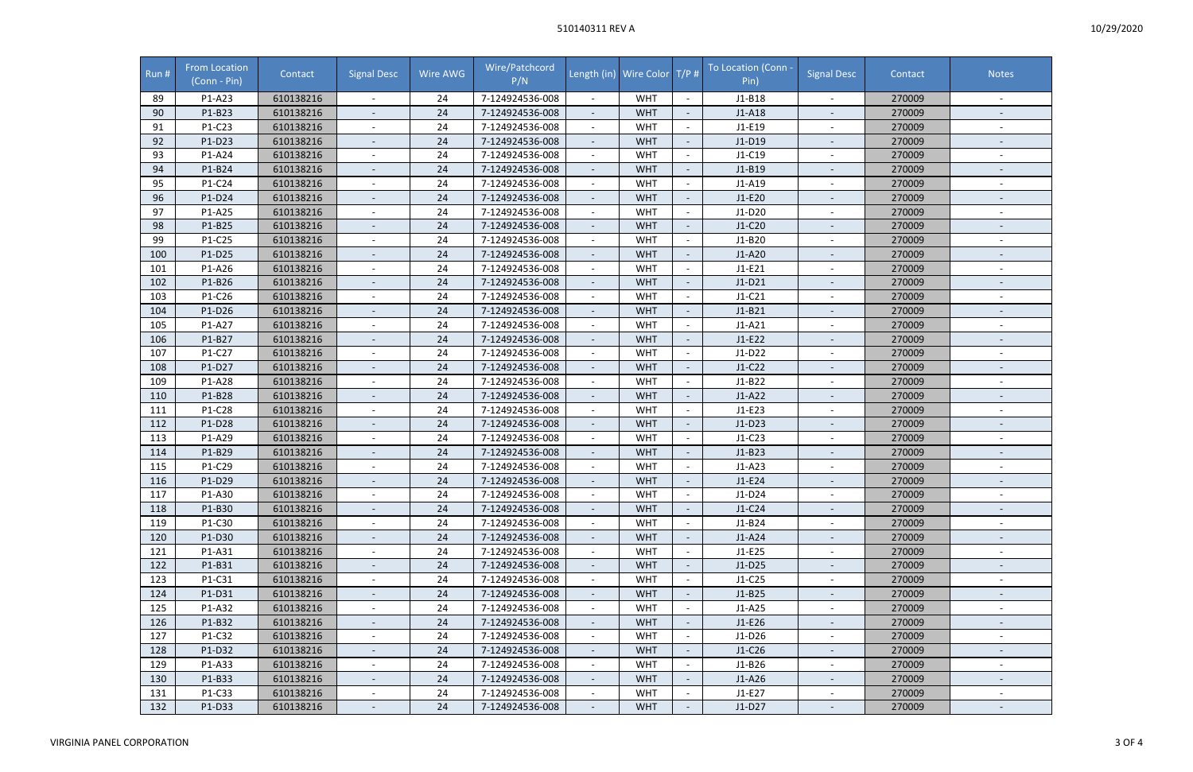| Run # | From Location (Conn - Pin) | Contact | Signal Desc | Wire AWG | Wire/Patchcord P/N | Length (in) | Wire Color | T/P # | To Location (Conn - Pin) | Signal Desc | Contact | Notes |
|---|---|---|---|---|---|---|---|---|---|---|---|---|
| 89 | P1-A23 | 610138216 | - | 24 | 7-124924536-008 | - | WHT | - | J1-B18 | - | 270009 | - |
| 90 | P1-B23 | 610138216 | - | 24 | 7-124924536-008 | - | WHT | - | J1-A18 | - | 270009 | - |
| 91 | P1-C23 | 610138216 | - | 24 | 7-124924536-008 | - | WHT | - | J1-E19 | - | 270009 | - |
| 92 | P1-D23 | 610138216 | - | 24 | 7-124924536-008 | - | WHT | - | J1-D19 | - | 270009 | - |
| 93 | P1-A24 | 610138216 | - | 24 | 7-124924536-008 | - | WHT | - | J1-C19 | - | 270009 | - |
| 94 | P1-B24 | 610138216 | - | 24 | 7-124924536-008 | - | WHT | - | J1-B19 | - | 270009 | - |
| 95 | P1-C24 | 610138216 | - | 24 | 7-124924536-008 | - | WHT | - | J1-A19 | - | 270009 | - |
| 96 | P1-D24 | 610138216 | - | 24 | 7-124924536-008 | - | WHT | - | J1-E20 | - | 270009 | - |
| 97 | P1-A25 | 610138216 | - | 24 | 7-124924536-008 | - | WHT | - | J1-D20 | - | 270009 | - |
| 98 | P1-B25 | 610138216 | - | 24 | 7-124924536-008 | - | WHT | - | J1-C20 | - | 270009 | - |
| 99 | P1-C25 | 610138216 | - | 24 | 7-124924536-008 | - | WHT | - | J1-B20 | - | 270009 | - |
| 100 | P1-D25 | 610138216 | - | 24 | 7-124924536-008 | - | WHT | - | J1-A20 | - | 270009 | - |
| 101 | P1-A26 | 610138216 | - | 24 | 7-124924536-008 | - | WHT | - | J1-E21 | - | 270009 | - |
| 102 | P1-B26 | 610138216 | - | 24 | 7-124924536-008 | - | WHT | - | J1-D21 | - | 270009 | - |
| 103 | P1-C26 | 610138216 | - | 24 | 7-124924536-008 | - | WHT | - | J1-C21 | - | 270009 | - |
| 104 | P1-D26 | 610138216 | - | 24 | 7-124924536-008 | - | WHT | - | J1-B21 | - | 270009 | - |
| 105 | P1-A27 | 610138216 | - | 24 | 7-124924536-008 | - | WHT | - | J1-A21 | - | 270009 | - |
| 106 | P1-B27 | 610138216 | - | 24 | 7-124924536-008 | - | WHT | - | J1-E22 | - | 270009 | - |
| 107 | P1-C27 | 610138216 | - | 24 | 7-124924536-008 | - | WHT | - | J1-D22 | - | 270009 | - |
| 108 | P1-D27 | 610138216 | - | 24 | 7-124924536-008 | - | WHT | - | J1-C22 | - | 270009 | - |
| 109 | P1-A28 | 610138216 | - | 24 | 7-124924536-008 | - | WHT | - | J1-B22 | - | 270009 | - |
| 110 | P1-B28 | 610138216 | - | 24 | 7-124924536-008 | - | WHT | - | J1-A22 | - | 270009 | - |
| 111 | P1-C28 | 610138216 | - | 24 | 7-124924536-008 | - | WHT | - | J1-E23 | - | 270009 | - |
| 112 | P1-D28 | 610138216 | - | 24 | 7-124924536-008 | - | WHT | - | J1-D23 | - | 270009 | - |
| 113 | P1-A29 | 610138216 | - | 24 | 7-124924536-008 | - | WHT | - | J1-C23 | - | 270009 | - |
| 114 | P1-B29 | 610138216 | - | 24 | 7-124924536-008 | - | WHT | - | J1-B23 | - | 270009 | - |
| 115 | P1-C29 | 610138216 | - | 24 | 7-124924536-008 | - | WHT | - | J1-A23 | - | 270009 | - |
| 116 | P1-D29 | 610138216 | - | 24 | 7-124924536-008 | - | WHT | - | J1-E24 | - | 270009 | - |
| 117 | P1-A30 | 610138216 | - | 24 | 7-124924536-008 | - | WHT | - | J1-D24 | - | 270009 | - |
| 118 | P1-B30 | 610138216 | - | 24 | 7-124924536-008 | - | WHT | - | J1-C24 | - | 270009 | - |
| 119 | P1-C30 | 610138216 | - | 24 | 7-124924536-008 | - | WHT | - | J1-B24 | - | 270009 | - |
| 120 | P1-D30 | 610138216 | - | 24 | 7-124924536-008 | - | WHT | - | J1-A24 | - | 270009 | - |
| 121 | P1-A31 | 610138216 | - | 24 | 7-124924536-008 | - | WHT | - | J1-E25 | - | 270009 | - |
| 122 | P1-B31 | 610138216 | - | 24 | 7-124924536-008 | - | WHT | - | J1-D25 | - | 270009 | - |
| 123 | P1-C31 | 610138216 | - | 24 | 7-124924536-008 | - | WHT | - | J1-C25 | - | 270009 | - |
| 124 | P1-D31 | 610138216 | - | 24 | 7-124924536-008 | - | WHT | - | J1-B25 | - | 270009 | - |
| 125 | P1-A32 | 610138216 | - | 24 | 7-124924536-008 | - | WHT | - | J1-A25 | - | 270009 | - |
| 126 | P1-B32 | 610138216 | - | 24 | 7-124924536-008 | - | WHT | - | J1-E26 | - | 270009 | - |
| 127 | P1-C32 | 610138216 | - | 24 | 7-124924536-008 | - | WHT | - | J1-D26 | - | 270009 | - |
| 128 | P1-D32 | 610138216 | - | 24 | 7-124924536-008 | - | WHT | - | J1-C26 | - | 270009 | - |
| 129 | P1-A33 | 610138216 | - | 24 | 7-124924536-008 | - | WHT | - | J1-B26 | - | 270009 | - |
| 130 | P1-B33 | 610138216 | - | 24 | 7-124924536-008 | - | WHT | - | J1-A26 | - | 270009 | - |
| 131 | P1-C33 | 610138216 | - | 24 | 7-124924536-008 | - | WHT | - | J1-E27 | - | 270009 | - |
| 132 | P1-D33 | 610138216 | - | 24 | 7-124924536-008 | - | WHT | - | J1-D27 | - | 270009 | - |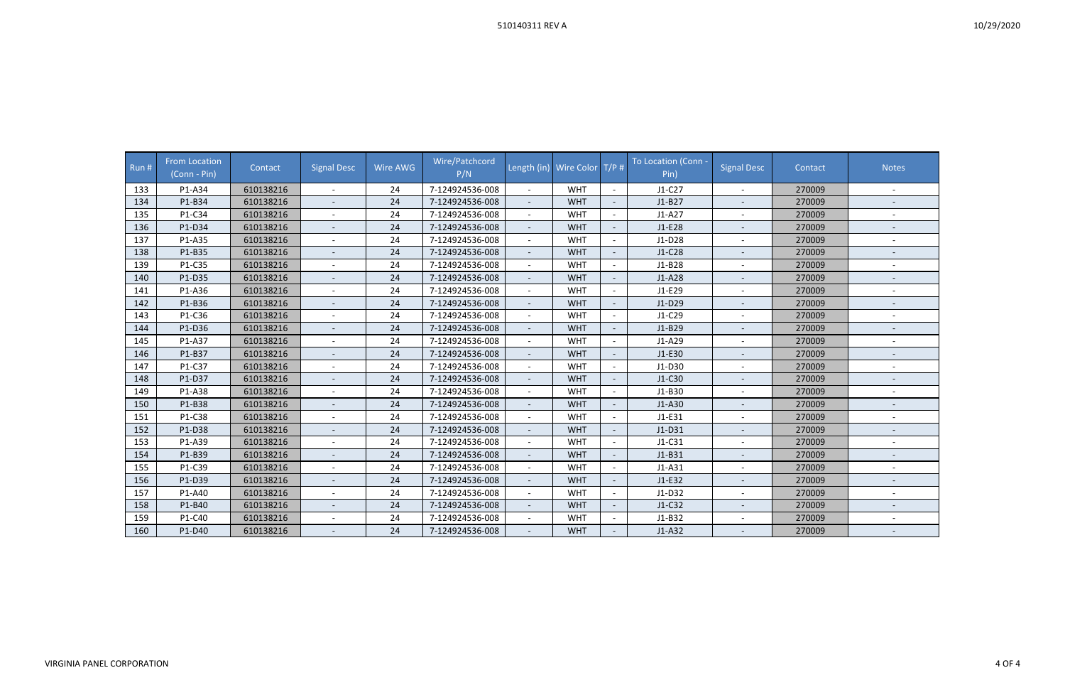| Run # | From Location (Conn - Pin) | Contact | Signal Desc | Wire AWG | Wire/Patchcord P/N | Length (in) | Wire Color | T/P # | To Location (Conn - Pin) | Signal Desc | Contact | Notes |
|---|---|---|---|---|---|---|---|---|---|---|---|---|
| 133 | P1-A34 | 610138216 | - | 24 | 7-124924536-008 | - | WHT | - | J1-C27 | - | 270009 | - |
| 134 | P1-B34 | 610138216 | - | 24 | 7-124924536-008 | - | WHT | - | J1-B27 | - | 270009 | - |
| 135 | P1-C34 | 610138216 | - | 24 | 7-124924536-008 | - | WHT | - | J1-A27 | - | 270009 | - |
| 136 | P1-D34 | 610138216 | - | 24 | 7-124924536-008 | - | WHT | - | J1-E28 | - | 270009 | - |
| 137 | P1-A35 | 610138216 | - | 24 | 7-124924536-008 | - | WHT | - | J1-D28 | - | 270009 | - |
| 138 | P1-B35 | 610138216 | - | 24 | 7-124924536-008 | - | WHT | - | J1-C28 | - | 270009 | - |
| 139 | P1-C35 | 610138216 | - | 24 | 7-124924536-008 | - | WHT | - | J1-B28 | - | 270009 | - |
| 140 | P1-D35 | 610138216 | - | 24 | 7-124924536-008 | - | WHT | - | J1-A28 | - | 270009 | - |
| 141 | P1-A36 | 610138216 | - | 24 | 7-124924536-008 | - | WHT | - | J1-E29 | - | 270009 | - |
| 142 | P1-B36 | 610138216 | - | 24 | 7-124924536-008 | - | WHT | - | J1-D29 | - | 270009 | - |
| 143 | P1-C36 | 610138216 | - | 24 | 7-124924536-008 | - | WHT | - | J1-C29 | - | 270009 | - |
| 144 | P1-D36 | 610138216 | - | 24 | 7-124924536-008 | - | WHT | - | J1-B29 | - | 270009 | - |
| 145 | P1-A37 | 610138216 | - | 24 | 7-124924536-008 | - | WHT | - | J1-A29 | - | 270009 | - |
| 146 | P1-B37 | 610138216 | - | 24 | 7-124924536-008 | - | WHT | - | J1-E30 | - | 270009 | - |
| 147 | P1-C37 | 610138216 | - | 24 | 7-124924536-008 | - | WHT | - | J1-D30 | - | 270009 | - |
| 148 | P1-D37 | 610138216 | - | 24 | 7-124924536-008 | - | WHT | - | J1-C30 | - | 270009 | - |
| 149 | P1-A38 | 610138216 | - | 24 | 7-124924536-008 | - | WHT | - | J1-B30 | - | 270009 | - |
| 150 | P1-B38 | 610138216 | - | 24 | 7-124924536-008 | - | WHT | - | J1-A30 | - | 270009 | - |
| 151 | P1-C38 | 610138216 | - | 24 | 7-124924536-008 | - | WHT | - | J1-E31 | - | 270009 | - |
| 152 | P1-D38 | 610138216 | - | 24 | 7-124924536-008 | - | WHT | - | J1-D31 | - | 270009 | - |
| 153 | P1-A39 | 610138216 | - | 24 | 7-124924536-008 | - | WHT | - | J1-C31 | - | 270009 | - |
| 154 | P1-B39 | 610138216 | - | 24 | 7-124924536-008 | - | WHT | - | J1-B31 | - | 270009 | - |
| 155 | P1-C39 | 610138216 | - | 24 | 7-124924536-008 | - | WHT | - | J1-A31 | - | 270009 | - |
| 156 | P1-D39 | 610138216 | - | 24 | 7-124924536-008 | - | WHT | - | J1-E32 | - | 270009 | - |
| 157 | P1-A40 | 610138216 | - | 24 | 7-124924536-008 | - | WHT | - | J1-D32 | - | 270009 | - |
| 158 | P1-B40 | 610138216 | - | 24 | 7-124924536-008 | - | WHT | - | J1-C32 | - | 270009 | - |
| 159 | P1-C40 | 610138216 | - | 24 | 7-124924536-008 | - | WHT | - | J1-B32 | - | 270009 | - |
| 160 | P1-D40 | 610138216 | - | 24 | 7-124924536-008 | - | WHT | - | J1-A32 | - | 270009 | - |